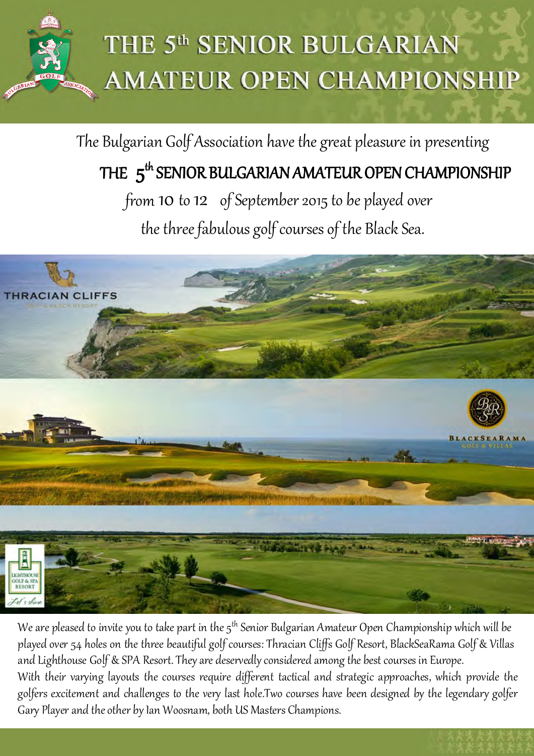# THE 5th SENIOR BULGARIAN AMATEUR OPEN CHAMPIONSHIP

The Bulgarian Golf Association have the great pleasure in presenting

## THE 5th SENIOR BULGARIAN AMATEUR OPEN CHAMPIONSHIP

from 10 to 12 of September 2015 to be played over

the three fabulous golf courses of the Black Sea.

We are pleased to invite you to take part in the 5th Senior Bulgarian Amateur Open Championship which will be played over 54 holes on the three beautiful golf courses: Thracian Cliffs Golf Resort, BlackSeaRama Golf & Villas and Lighthouse Golf & SPA Resort. They are deservedly considered among the best courses in Europe.

With their varying layouts the courses require different tactical and strategic approaches, which provide the golfers excitement and challenges to the very last hole.Two courses have been designed by the legendary golfer Gary Player and the other by Ian Woosnam, both US Masters Champions.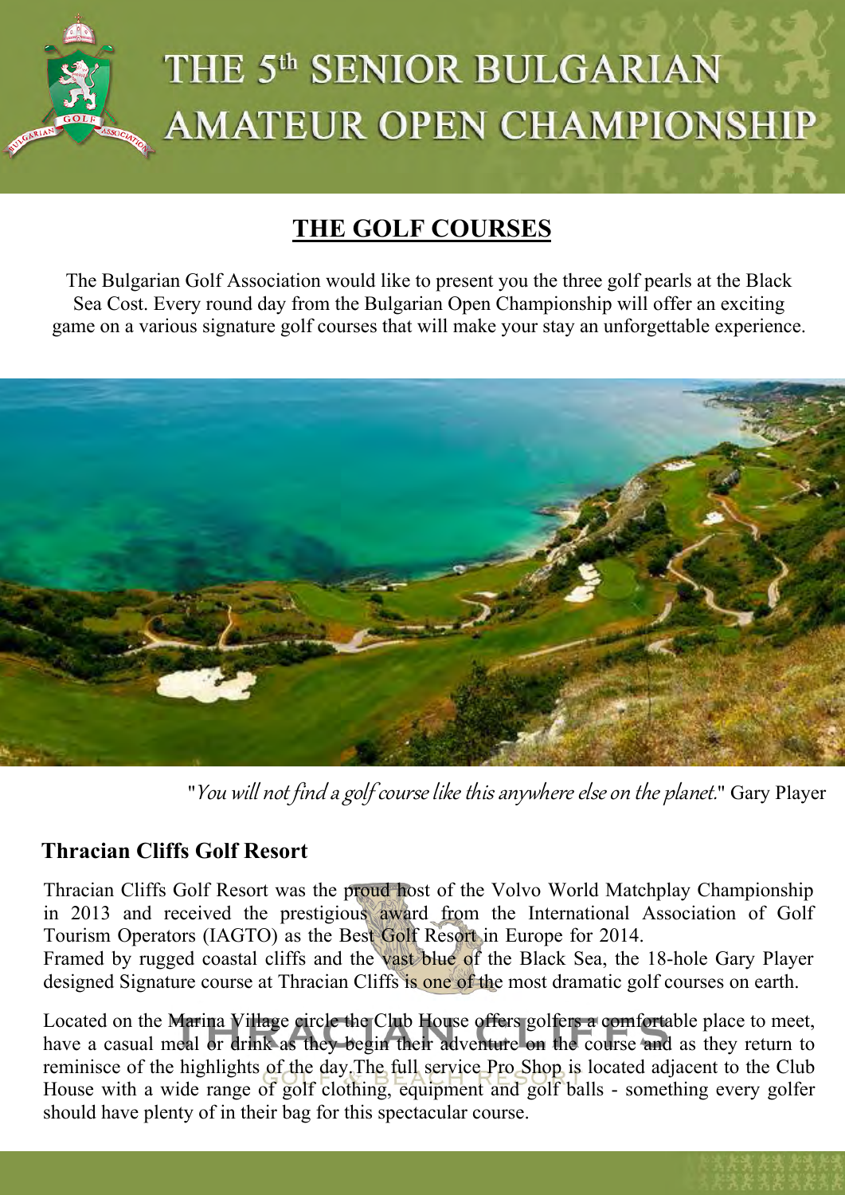# THE 5th SENIOR BULGARIAN AMATEUR OPEN CHAMPIONSHIP

## THE GOLF COURSES

The Bulgarian Golf Association would like to present you the three golf pearls at the Black Sea Cost. Every round day from the Bulgarian Open Championship will offer an exciting game on a various signature golf courses that will make your stay an unforgettable experience.

"*You will not find a golf course like this anywhere else on the planet.*" Gary Player

### Thracian Cliffs Golf Resort

Thracian Cliffs Golf Resort was the proud host of the Volvo World Matchplay Championship in 2013 and received the prestigious award from the International Association of Golf Tourism Operators (IAGTO) as the Best Golf Resort in Europe for 2014.
Framed by rugged coastal cliffs and the vast blue of the Black Sea, the 18-hole Gary Player designed Signature course at Thracian Cliffs is one of the most dramatic golf courses on earth.

Located on the Marina Village circle the Club House offers golfers a comfortable place to meet, have a casual meal or drink as they begin their adventure on the course and as they return to reminisce of the highlights of the day.The full service Pro Shop is located adjacent to the Club House with a wide range of golf clothing, equipment and golf balls - something every golfer should have plenty of in their bag for this spectacular course.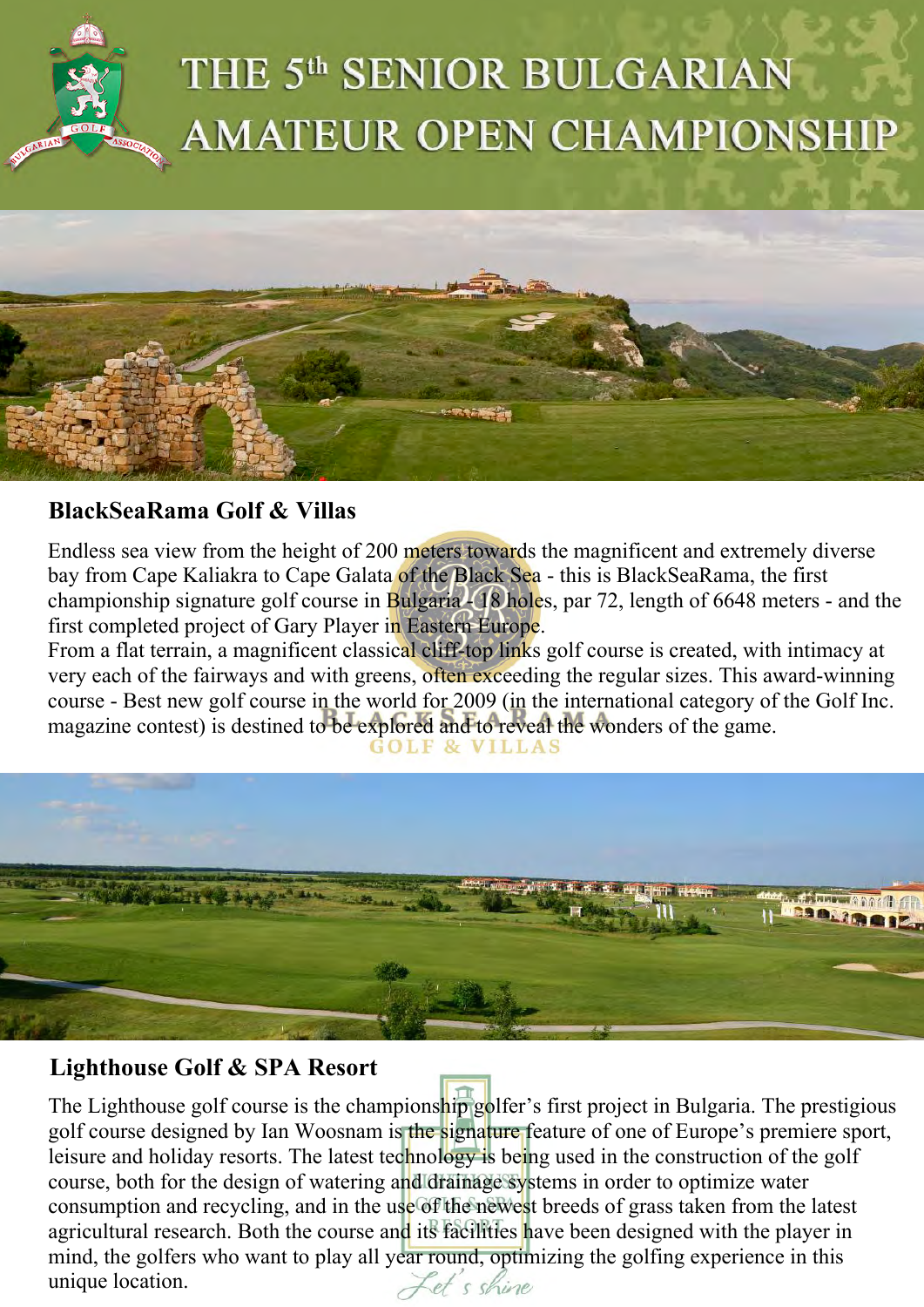# THE 5th SENIOR BULGARIAN AMATEUR OPEN CHAMPIONSHIP

## BlackSeaRama Golf & Villas

Endless sea view from the height of 200 meters towards the magnificent and extremely diverse bay from Cape Kaliakra to Cape Galata of the Black Sea - this is BlackSeaRama, the first championship signature golf course in Bulgaria - 18 holes, par 72, length of 6648 meters - and the first completed project of Gary Player in Eastern Europe.
From a flat terrain, a magnificent classical cliff-top links golf course is created, with intimacy at very each of the fairways and with greens, often exceeding the regular sizes. This award-winning course - Best new golf course in the world for 2009 (in the international category of the Golf Inc. magazine contest) is destined to be explored and to reveal the wonders of the game.

## Lighthouse Golf & SPA Resort

The Lighthouse golf course is the championship golfer's first project in Bulgaria. The prestigious golf course designed by Ian Woosnam is the signature feature of one of Europe's premiere sport, leisure and holiday resorts. The latest technology is being used in the construction of the golf course, both for the design of watering and drainage systems in order to optimize water consumption and recycling, and in the use of the newest breeds of grass taken from the latest agricultural research. Both the course and its facilities have been designed with the player in mind, the golfers who want to play all year round, optimizing the golfing experience in this unique location.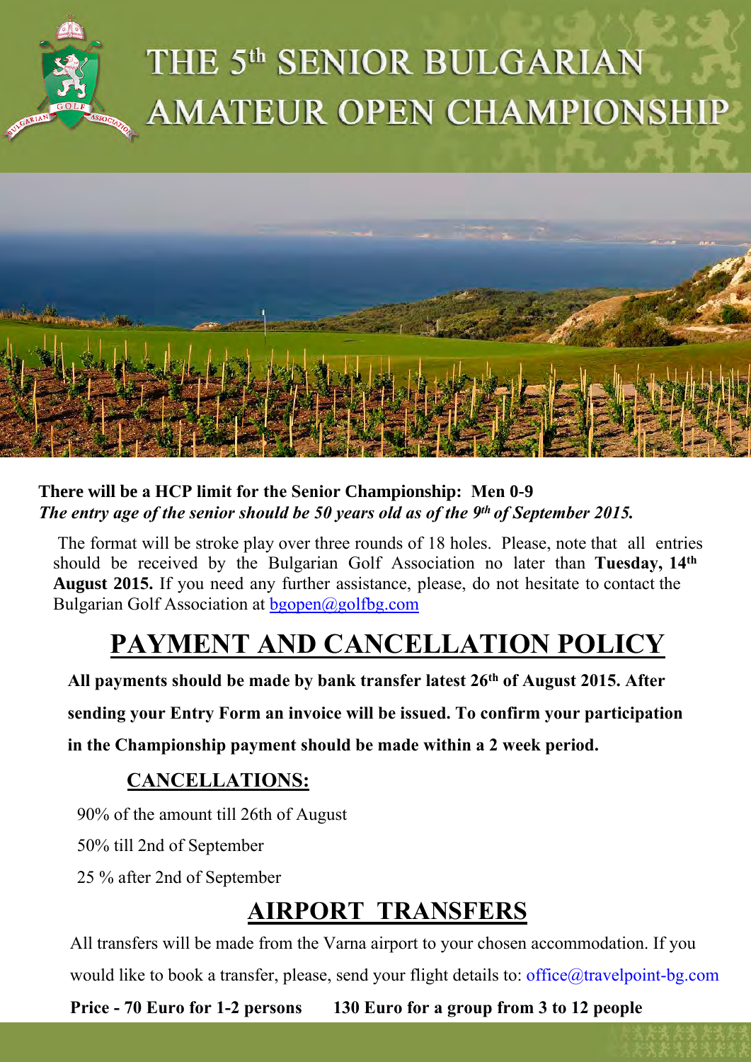# THE 5th SENIOR BULGARIAN AMATEUR OPEN CHAMPIONSHIP

**There will be a HCP limit for the Senior Championship: Men 0-9**
***The entry age of the senior should be 50 years old as of the 9th of September 2015.***

The format will be stroke play over three rounds of 18 holes. Please, note that all entries should be received by the Bulgarian Golf Association no later than **Tuesday, 14th August 2015.** If you need any further assistance, please, do not hesitate to contact the Bulgarian Golf Association at bgopen@golfbg.com

## PAYMENT AND CANCELLATION POLICY

**All payments should be made by bank transfer latest 26th of August 2015. After sending your Entry Form an invoice will be issued. To confirm your participation in the Championship payment should be made within a 2 week period.**

### CANCELLATIONS:

90% of the amount till 26th of August

50% till 2nd of September

25 % after 2nd of September

## AIRPORT TRANSFERS

All transfers will be made from the Varna airport to your chosen accommodation. If you would like to book a transfer, please, send your flight details to: office@travelpoint-bg.com

**Price - 70 Euro for 1-2 persons     130 Euro for a group from 3 to 12 people**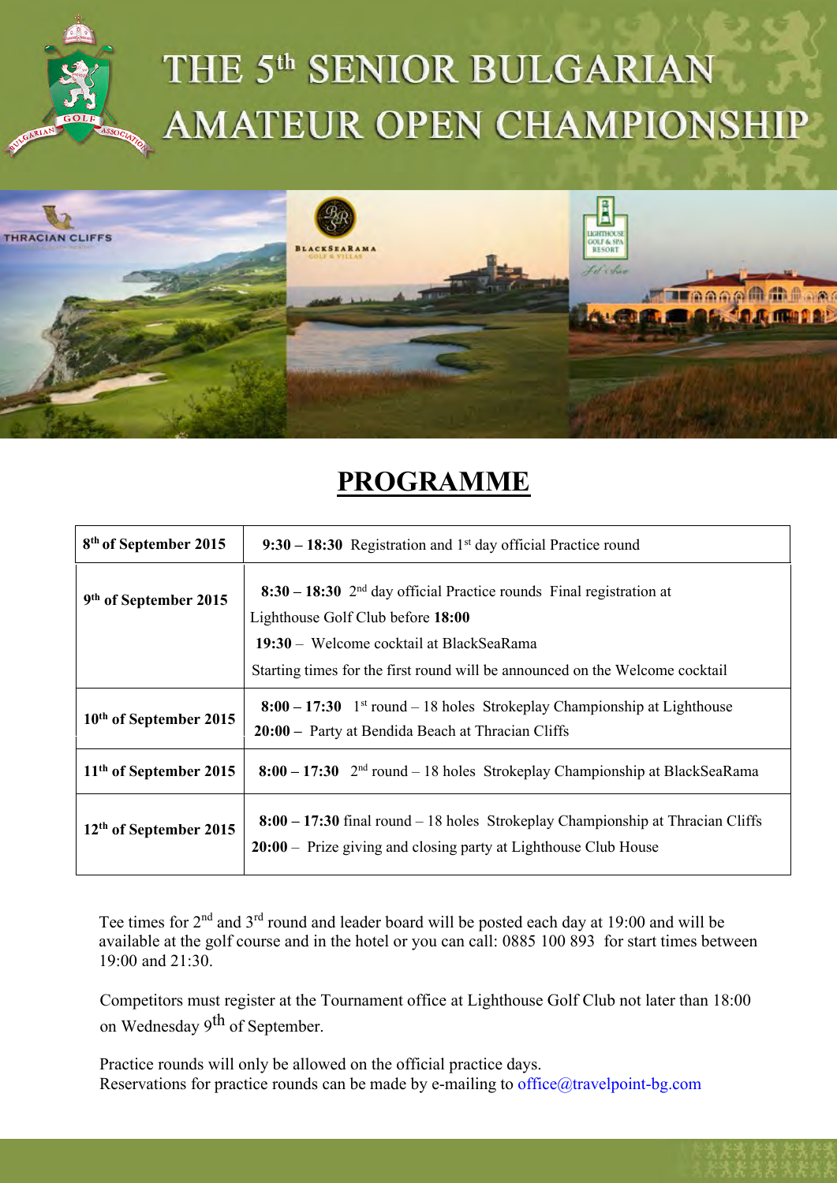# THE 5th SENIOR BULGARIAN AMATEUR OPEN CHAMPIONSHIP

## PROGRAMME

| | |
|---|---|
| **8th of September 2015** | **9:30 – 18:30** Registration and 1st day official Practice round |
| **9th of September 2015** | **8:30 – 18:30** 2nd day official Practice rounds Final registration at Lighthouse Golf Club before **18:00**<br>**19:30** – Welcome cocktail at BlackSeaRama<br>Starting times for the first round will be announced on the Welcome cocktail |
| **10th of September 2015** | **8:00 – 17:30** 1st round – 18 holes Strokeplay Championship at Lighthouse<br>**20:00** – Party at Bendida Beach at Thracian Cliffs |
| **11th of September 2015** | **8:00 – 17:30** 2nd round – 18 holes Strokeplay Championship at BlackSeaRama |
| **12th of September 2015** | **8:00 – 17:30** final round – 18 holes Strokeplay Championship at Thracian Cliffs<br>**20:00** – Prize giving and closing party at Lighthouse Club House |

Tee times for 2nd and 3rd round and leader board will be posted each day at 19:00 and will be available at the golf course and in the hotel or you can call: 0885 100 893 for start times between 19:00 and 21:30.

Competitors must register at the Tournament office at Lighthouse Golf Club not later than 18:00 on Wednesday 9th of September.

Practice rounds will only be allowed on the official practice days.
Reservations for practice rounds can be made by e-mailing to office@travelpoint-bg.com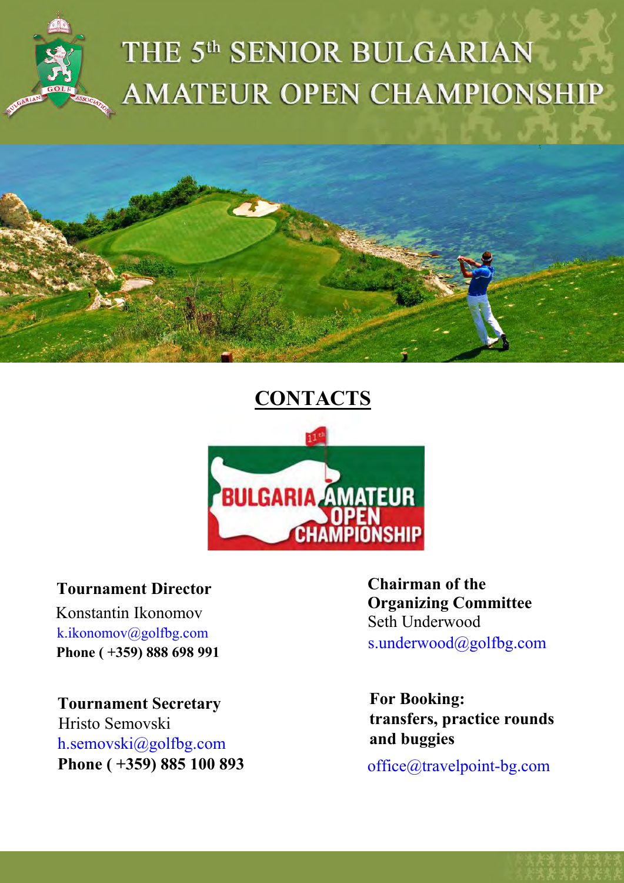# THE 5th SENIOR BULGARIAN AMATEUR OPEN CHAMPIONSHIP

## CONTACTS

**Tournament Director**
Konstantin Ikonomov
k.ikonomov@golfbg.com
**Phone ( +359) 888 698 991**

**Tournament Secretary**
Hristo Semovski
h.semovski@golfbg.com
**Phone ( +359) 885 100 893**

**Chairman of the Organizing Committee**
Seth Underwood
s.underwood@golfbg.com

**For Booking: transfers, practice rounds and buggies**
office@travelpoint-bg.com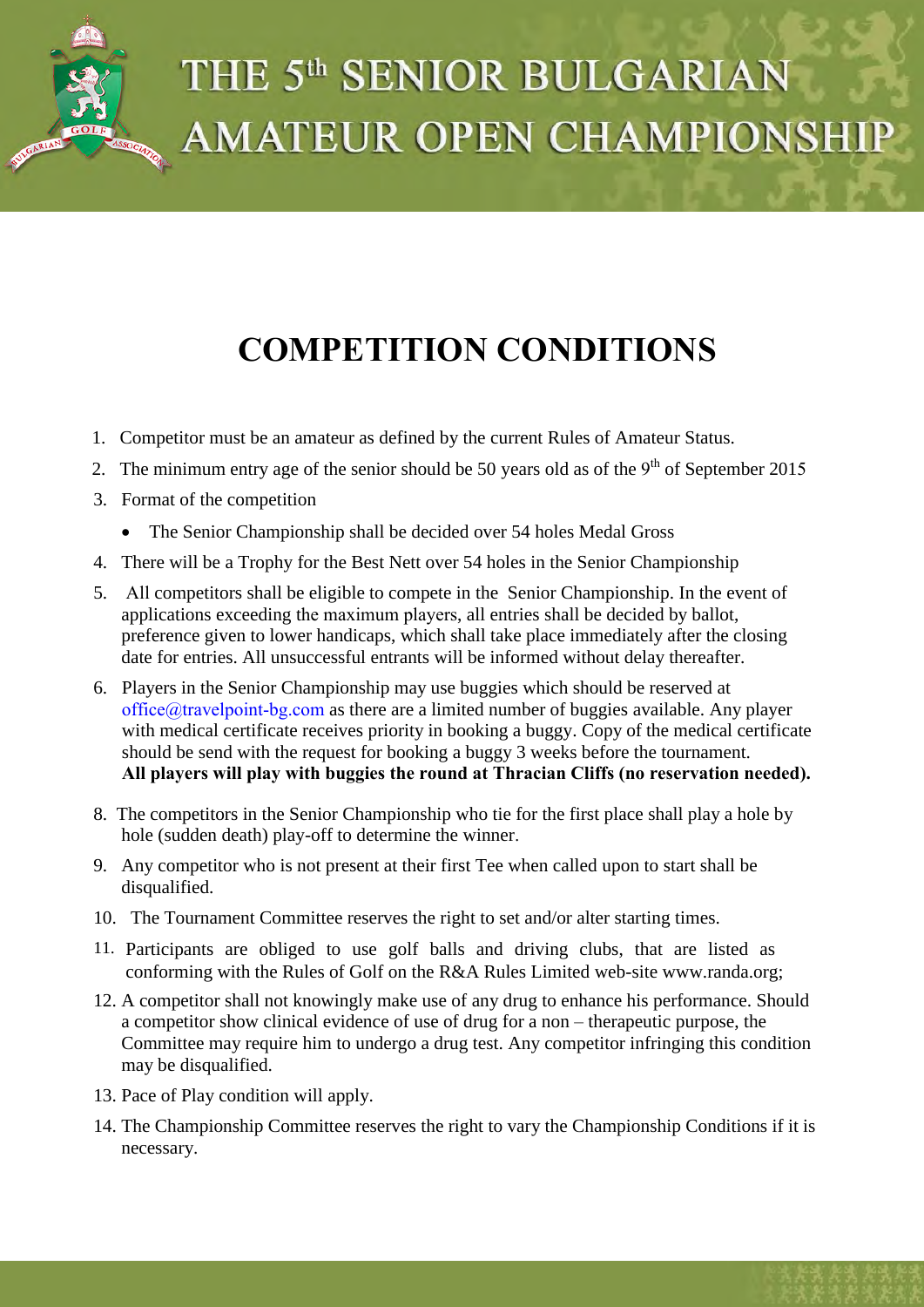# THE 5th SENIOR BULGARIAN AMATEUR OPEN CHAMPIONSHIP

## COMPETITION CONDITIONS

1. Competitor must be an amateur as defined by the current Rules of Amateur Status.
2. The minimum entry age of the senior should be 50 years old as of the 9th of September 2015
3. Format of the competition
   - The Senior Championship shall be decided over 54 holes Medal Gross
4. There will be a Trophy for the Best Nett over 54 holes in the Senior Championship
5. All competitors shall be eligible to compete in the Senior Championship. In the event of applications exceeding the maximum players, all entries shall be decided by ballot, preference given to lower handicaps, which shall take place immediately after the closing date for entries. All unsuccessful entrants will be informed without delay thereafter.
6. Players in the Senior Championship may use buggies which should be reserved at office@travelpoint-bg.com as there are a limited number of buggies available. Any player with medical certificate receives priority in booking a buggy. Copy of the medical certificate should be send with the request for booking a buggy 3 weeks before the tournament.
   **All players will play with buggies the round at Thracian Cliffs (no reservation needed).**

8. The competitors in the Senior Championship who tie for the first place shall play a hole by hole (sudden death) play-off to determine the winner.
9. Any competitor who is not present at their first Tee when called upon to start shall be disqualified.
10. The Tournament Committee reserves the right to set and/or alter starting times.
11. Participants are obliged to use golf balls and driving clubs, that are listed as conforming with the Rules of Golf on the R&A Rules Limited web-site www.randa.org;
12. A competitor shall not knowingly make use of any drug to enhance his performance. Should a competitor show clinical evidence of use of drug for a non – therapeutic purpose, the Committee may require him to undergo a drug test. Any competitor infringing this condition may be disqualified.
13. Pace of Play condition will apply.
14. The Championship Committee reserves the right to vary the Championship Conditions if it is necessary.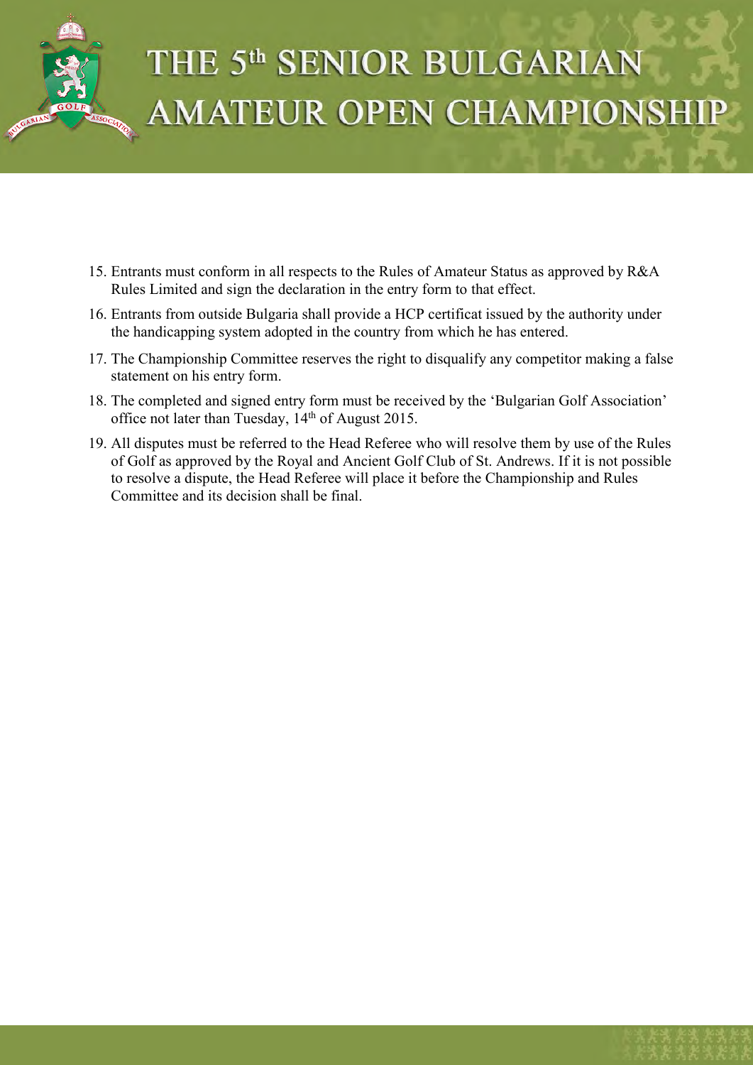15. Entrants must conform in all respects to the Rules of Amateur Status as approved by R&A Rules Limited and sign the declaration in the entry form to that effect.
16. Entrants from outside Bulgaria shall provide a HCP certificat issued by the authority under the handicapping system adopted in the country from which he has entered.
17. The Championship Committee reserves the right to disqualify any competitor making a false statement on his entry form.
18. The completed and signed entry form must be received by the 'Bulgarian Golf Association' office not later than Tuesday, 14th of August 2015.
19. All disputes must be referred to the Head Referee who will resolve them by use of the Rules of Golf as approved by the Royal and Ancient Golf Club of St. Andrews. If it is not possible to resolve a dispute, the Head Referee will place it before the Championship and Rules Committee and its decision shall be final.